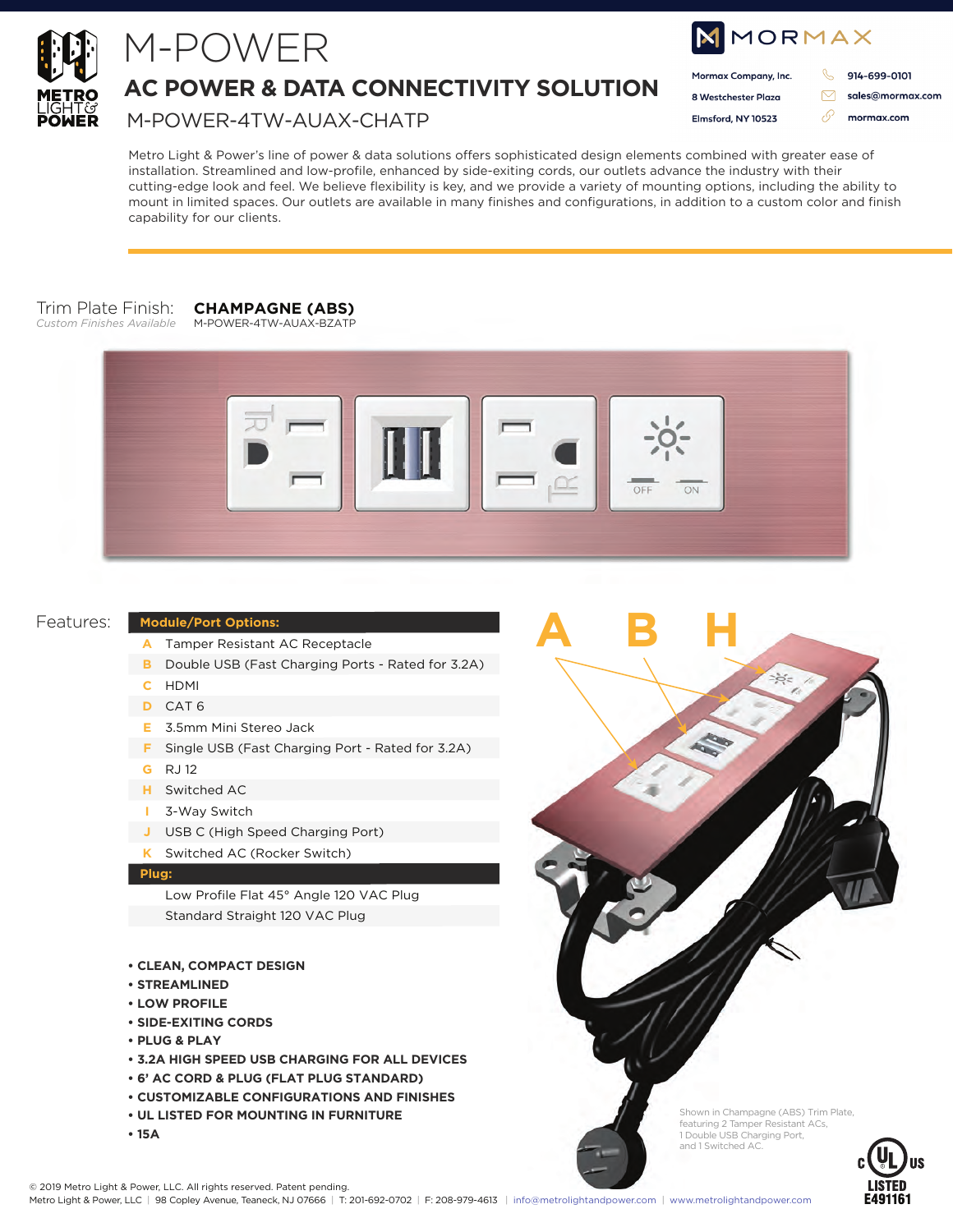# M-POWER

## AC POWER & DATA CONNECTIVITY SOLUTION

M-POWER-4TW-AUAX-CHATP

**Mormax Company, Inc.**
8 Westchester Plaza
Elmsford, NY 10523

914-699-0101
sales@mormax.com
mormax.com

Metro Light & Power's line of power & data solutions offers sophisticated design elements combined with greater ease of installation. Streamlined and low-profile, enhanced by side-exiting cords, our outlets advance the industry with their cutting-edge look and feel. We believe flexibility is key, and we provide a variety of mounting options, including the ability to mount in limited spaces. Our outlets are available in many finishes and configurations, in addition to a custom color and finish capability for our clients.

Trim Plate Finish: **CHAMPAGNE (ABS)**
*Custom Finishes Available* — M-POWER-4TW-AUAX-BZATP

## Features:

| Module/Port Options: | |
|---|---|
| A | Tamper Resistant AC Receptacle |
| B | Double USB (Fast Charging Ports - Rated for 3.2A) |
| C | HDMI |
| D | CAT 6 |
| E | 3.5mm Mini Stereo Jack |
| F | Single USB (Fast Charging Port - Rated for 3.2A) |
| G | RJ 12 |
| H | Switched AC |
| I | 3-Way Switch |
| J | USB C (High Speed Charging Port) |
| K | Switched AC (Rocker Switch) |
| **Plug:** | |
| | Low Profile Flat 45° Angle 120 VAC Plug |
| | Standard Straight 120 VAC Plug |

- **CLEAN, COMPACT DESIGN**
- **STREAMLINED**
- **LOW PROFILE**
- **SIDE-EXITING CORDS**
- **PLUG & PLAY**
- **3.2A HIGH SPEED USB CHARGING FOR ALL DEVICES**
- **6' AC CORD & PLUG (FLAT PLUG STANDARD)**
- **CUSTOMIZABLE CONFIGURATIONS AND FINISHES**
- **UL LISTED FOR MOUNTING IN FURNITURE**
- **15A**

A B H

Shown in Champagne (ABS) Trim Plate, featuring 2 Tamper Resistant ACs, 1 Double USB Charging Port, and 1 Switched AC.

c UL us LISTED E491161

© 2019 Metro Light & Power, LLC. All rights reserved. Patent pending.
Metro Light & Power, LLC | 98 Copley Avenue, Teaneck, NJ 07666 | T: 201-692-0702 | F: 208-979-4613 | info@metrolightandpower.com | www.metrolightandpower.com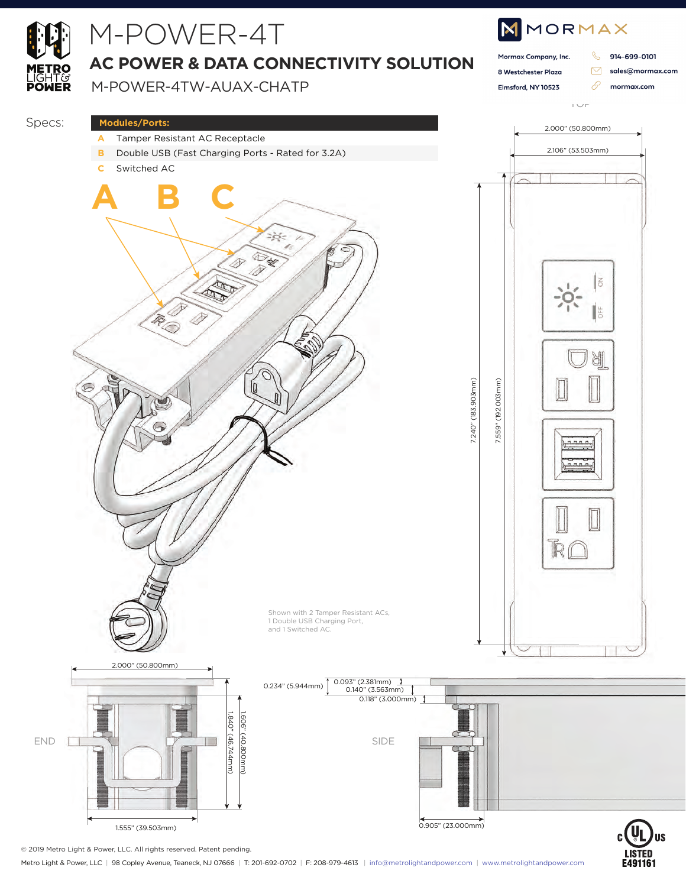# M-POWER-4T

## AC POWER & DATA CONNECTIVITY SOLUTION

M-POWER-4TW-AUAX-CHATP

METRO LIGHT & POWER

MORMAX

Mormax Company, Inc.
8 Westchester Plaza
Elmsford, NY 10523

914-699-0101
sales@mormax.com
mormax.com

Specs:

| Modules/Ports: | |
|---|---|
| A | Tamper Resistant AC Receptacle |
| B | Double USB (Fast Charging Ports - Rated for 3.2A) |
| C | Switched AC |

A B C

Shown with 2 Tamper Resistant ACs, 1 Double USB Charging Port, and 1 Switched AC.

TOP

2.000" (50.800mm)
2.106" (53.503mm)
7.240" (183.903mm)
7.559" (192.003mm)

END

2.000" (50.800mm)
1.840" (46.744mm)
1.606" (40.800mm)
1.555" (39.503mm)

SIDE

0.234" (5.944mm)
0.093" (2.381mm)
0.140" (3.563mm)
0.118" (3.000mm)
0.905" (23.000mm)

c UL us LISTED E491161

© 2019 Metro Light & Power, LLC. All rights reserved. Patent pending.

Metro Light & Power, LLC | 98 Copley Avenue, Teaneck, NJ 07666 | T: 201-692-0702 | F: 208-979-4613 | info@metrolightandpower.com | www.metrolightandpower.com